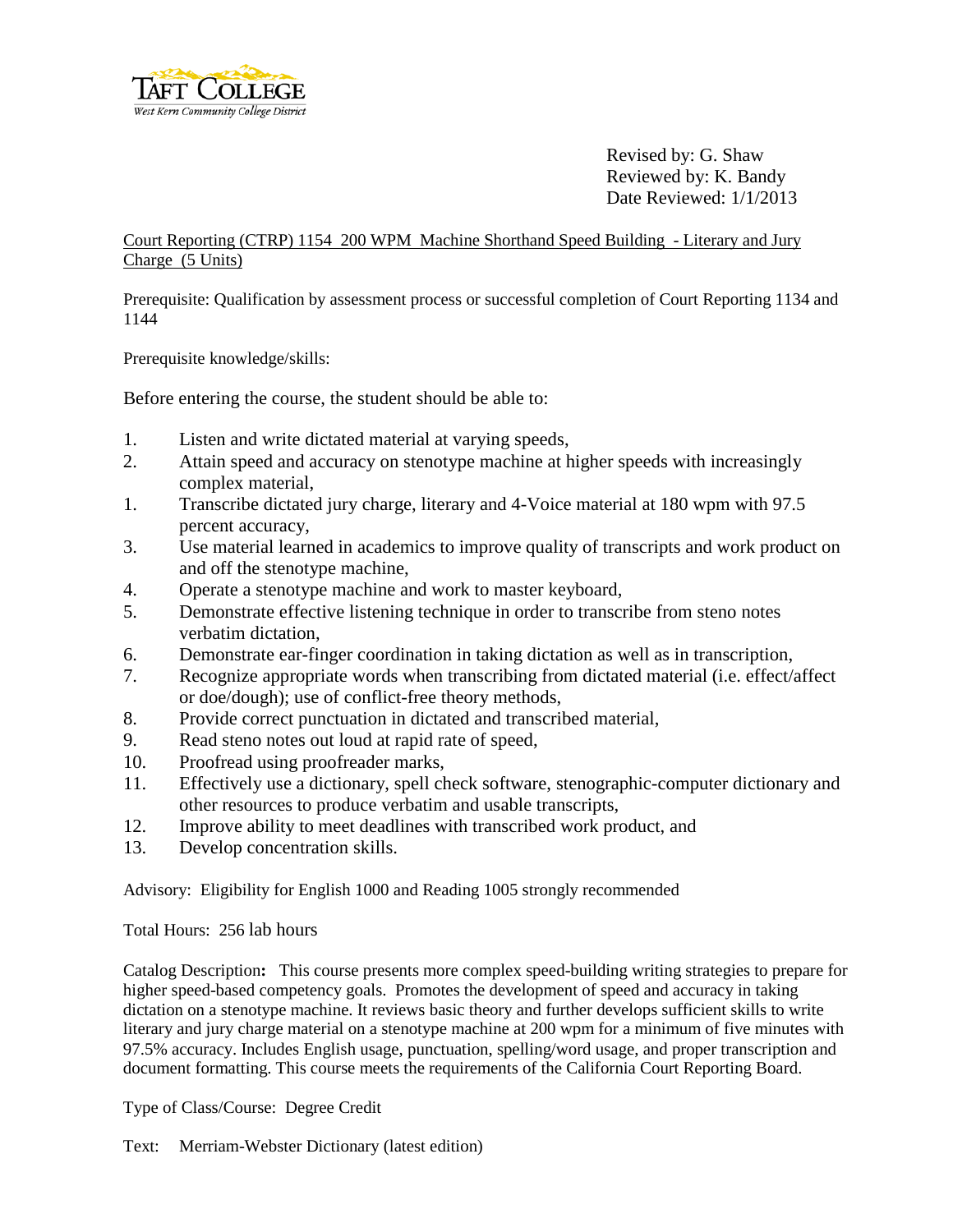TAFT COLLEGE
West Kern Community College District

Revised by: G. Shaw
Reviewed by: K. Bandy
Date Reviewed: 1/1/2013

Court Reporting (CTRP) 1154 200 WPM Machine Shorthand Speed Building - Literary and Jury Charge (5 Units)

Prerequisite: Qualification by assessment process or successful completion of Court Reporting 1134 and 1144

Prerequisite knowledge/skills:

Before entering the course, the student should be able to:

1. Listen and write dictated material at varying speeds,
2. Attain speed and accuracy on stenotype machine at higher speeds with increasingly complex material,
1. Transcribe dictated jury charge, literary and 4-Voice material at 180 wpm with 97.5 percent accuracy,
3. Use material learned in academics to improve quality of transcripts and work product on and off the stenotype machine,
4. Operate a stenotype machine and work to master keyboard,
5. Demonstrate effective listening technique in order to transcribe from steno notes verbatim dictation,
6. Demonstrate ear-finger coordination in taking dictation as well as in transcription,
7. Recognize appropriate words when transcribing from dictated material (i.e. effect/affect or doe/dough); use of conflict-free theory methods,
8. Provide correct punctuation in dictated and transcribed material,
9. Read steno notes out loud at rapid rate of speed,
10. Proofread using proofreader marks,
11. Effectively use a dictionary, spell check software, stenographic-computer dictionary and other resources to produce verbatim and usable transcripts,
12. Improve ability to meet deadlines with transcribed work product, and
13. Develop concentration skills.

Advisory: Eligibility for English 1000 and Reading 1005 strongly recommended

Total Hours: 256 lab hours

**Catalog Description:** This course presents more complex speed-building writing strategies to prepare for higher speed-based competency goals. Promotes the development of speed and accuracy in taking dictation on a stenotype machine. It reviews basic theory and further develops sufficient skills to write literary and jury charge material on a stenotype machine at 200 wpm for a minimum of five minutes with 97.5% accuracy. Includes English usage, punctuation, spelling/word usage, and proper transcription and document formatting. This course meets the requirements of the California Court Reporting Board.

Type of Class/Course: Degree Credit

Text: Merriam-Webster Dictionary (latest edition)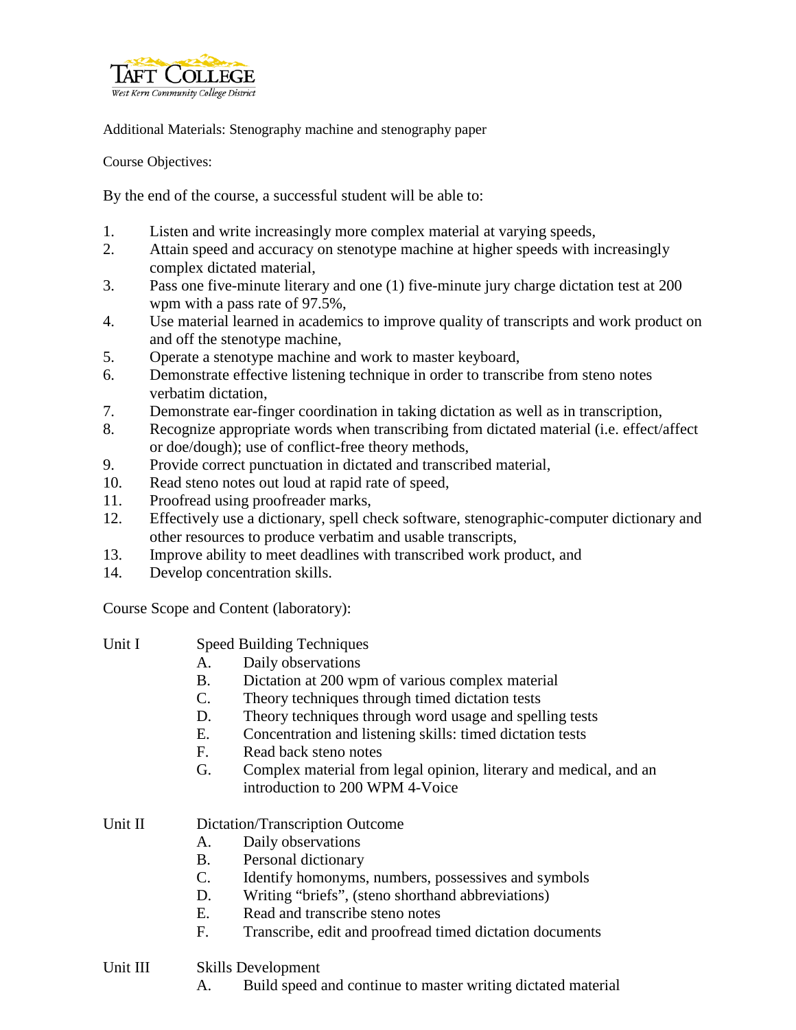Additional Materials: Stenography machine and stenography paper

Course Objectives:

By the end of the course, a successful student will be able to:

1. Listen and write increasingly more complex material at varying speeds,
2. Attain speed and accuracy on stenotype machine at higher speeds with increasingly complex dictated material,
3. Pass one five-minute literary and one (1) five-minute jury charge dictation test at 200 wpm with a pass rate of 97.5%,
4. Use material learned in academics to improve quality of transcripts and work product on and off the stenotype machine,
5. Operate a stenotype machine and work to master keyboard,
6. Demonstrate effective listening technique in order to transcribe from steno notes verbatim dictation,
7. Demonstrate ear-finger coordination in taking dictation as well as in transcription,
8. Recognize appropriate words when transcribing from dictated material (i.e. effect/affect or doe/dough); use of conflict-free theory methods,
9. Provide correct punctuation in dictated and transcribed material,
10. Read steno notes out loud at rapid rate of speed,
11. Proofread using proofreader marks,
12. Effectively use a dictionary, spell check software, stenographic-computer dictionary and other resources to produce verbatim and usable transcripts,
13. Improve ability to meet deadlines with transcribed work product, and
14. Develop concentration skills.

Course Scope and Content (laboratory):

Unit I Speed Building Techniques

- A. Daily observations
- B. Dictation at 200 wpm of various complex material
- C. Theory techniques through timed dictation tests
- D. Theory techniques through word usage and spelling tests
- E. Concentration and listening skills: timed dictation tests
- F. Read back steno notes
- G. Complex material from legal opinion, literary and medical, and an introduction to 200 WPM 4-Voice

Unit II Dictation/Transcription Outcome

- A. Daily observations
- B. Personal dictionary
- C. Identify homonyms, numbers, possessives and symbols
- D. Writing “briefs”, (steno shorthand abbreviations)
- E. Read and transcribe steno notes
- F. Transcribe, edit and proofread timed dictation documents

Unit III Skills Development

- A. Build speed and continue to master writing dictated material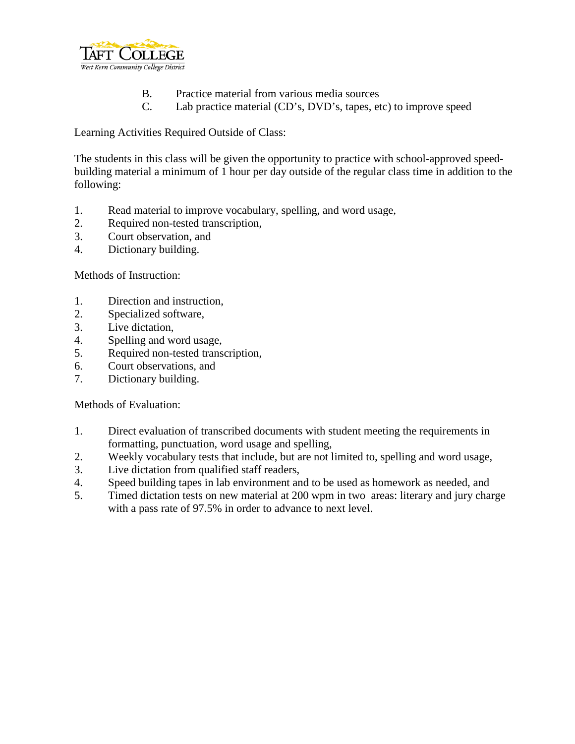B. Practice material from various media sources
C. Lab practice material (CD's, DVD's, tapes, etc) to improve speed

Learning Activities Required Outside of Class:

The students in this class will be given the opportunity to practice with school-approved speed-building material a minimum of 1 hour per day outside of the regular class time in addition to the following:

1. Read material to improve vocabulary, spelling, and word usage,
2. Required non-tested transcription,
3. Court observation, and
4. Dictionary building.

Methods of Instruction:

1. Direction and instruction,
2. Specialized software,
3. Live dictation,
4. Spelling and word usage,
5. Required non-tested transcription,
6. Court observations, and
7. Dictionary building.

Methods of Evaluation:

1. Direct evaluation of transcribed documents with student meeting the requirements in formatting, punctuation, word usage and spelling,
2. Weekly vocabulary tests that include, but are not limited to, spelling and word usage,
3. Live dictation from qualified staff readers,
4. Speed building tapes in lab environment and to be used as homework as needed, and
5. Timed dictation tests on new material at 200 wpm in two areas: literary and jury charge with a pass rate of 97.5% in order to advance to next level.